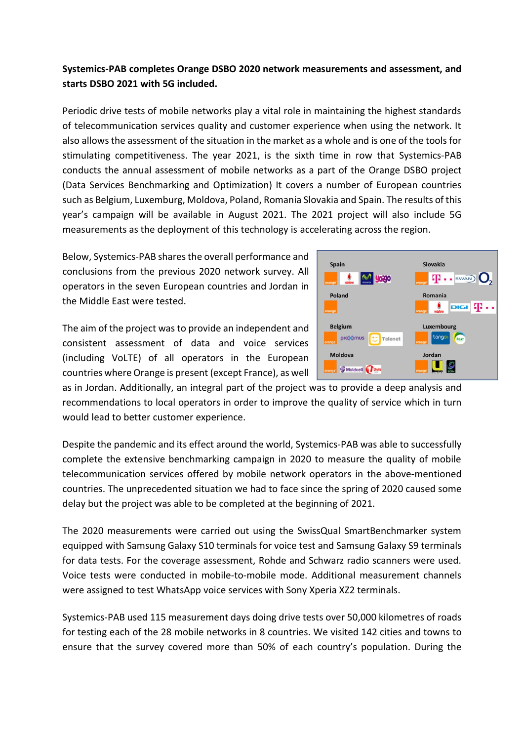**Systemics-PAB completes Orange DSBO 2020 network measurements and assessment, and starts DSBO 2021 with 5G included.**

Periodic drive tests of mobile networks play a vital role in maintaining the highest standards of telecommunication services quality and customer experience when using the network. It also allows the assessment of the situation in the market as a whole and is one of the tools for stimulating competitiveness. The year 2021, is the sixth time in row that Systemics-PAB conducts the annual assessment of mobile networks as a part of the Orange DSBO project (Data Services Benchmarking and Optimization) It covers a number of European countries such as Belgium, Luxemburg, Moldova, Poland, Romania Slovakia and Spain. The results of this year's campaign will be available in August 2021. The 2021 project will also include 5G measurements as the deployment of this technology is accelerating across the region.

Below, Systemics-PAB shares the overall performance and conclusions from the previous 2020 network survey. All operators in the seven European countries and Jordan in the Middle East were tested.

The aim of the project was to provide an independent and consistent assessment of data and voice services (including VoLTE) of all operators in the European countries where Orange is present (except France), as well as in Jordan. Additionally, an integral part of the project was to provide a deep analysis and recommendations to local operators in order to improve the quality of service which in turn would lead to better customer experience.

Despite the pandemic and its effect around the world, Systemics-PAB was able to successfully complete the extensive benchmarking campaign in 2020 to measure the quality of mobile telecommunication services offered by mobile network operators in the above-mentioned countries. The unprecedented situation we had to face since the spring of 2020 caused some delay but the project was able to be completed at the beginning of 2021.

The 2020 measurements were carried out using the SwissQual SmartBenchmarker system equipped with Samsung Galaxy S10 terminals for voice test and Samsung Galaxy S9 terminals for data tests. For the coverage assessment, Rohde and Schwarz radio scanners were used. Voice tests were conducted in mobile-to-mobile mode. Additional measurement channels were assigned to test WhatsApp voice services with Sony Xperia XZ2 terminals.

Systemics-PAB used 115 measurement days doing drive tests over 50,000 kilometres of roads for testing each of the 28 mobile networks in 8 countries. We visited 142 cities and towns to ensure that the survey covered more than 50% of each country's population. During the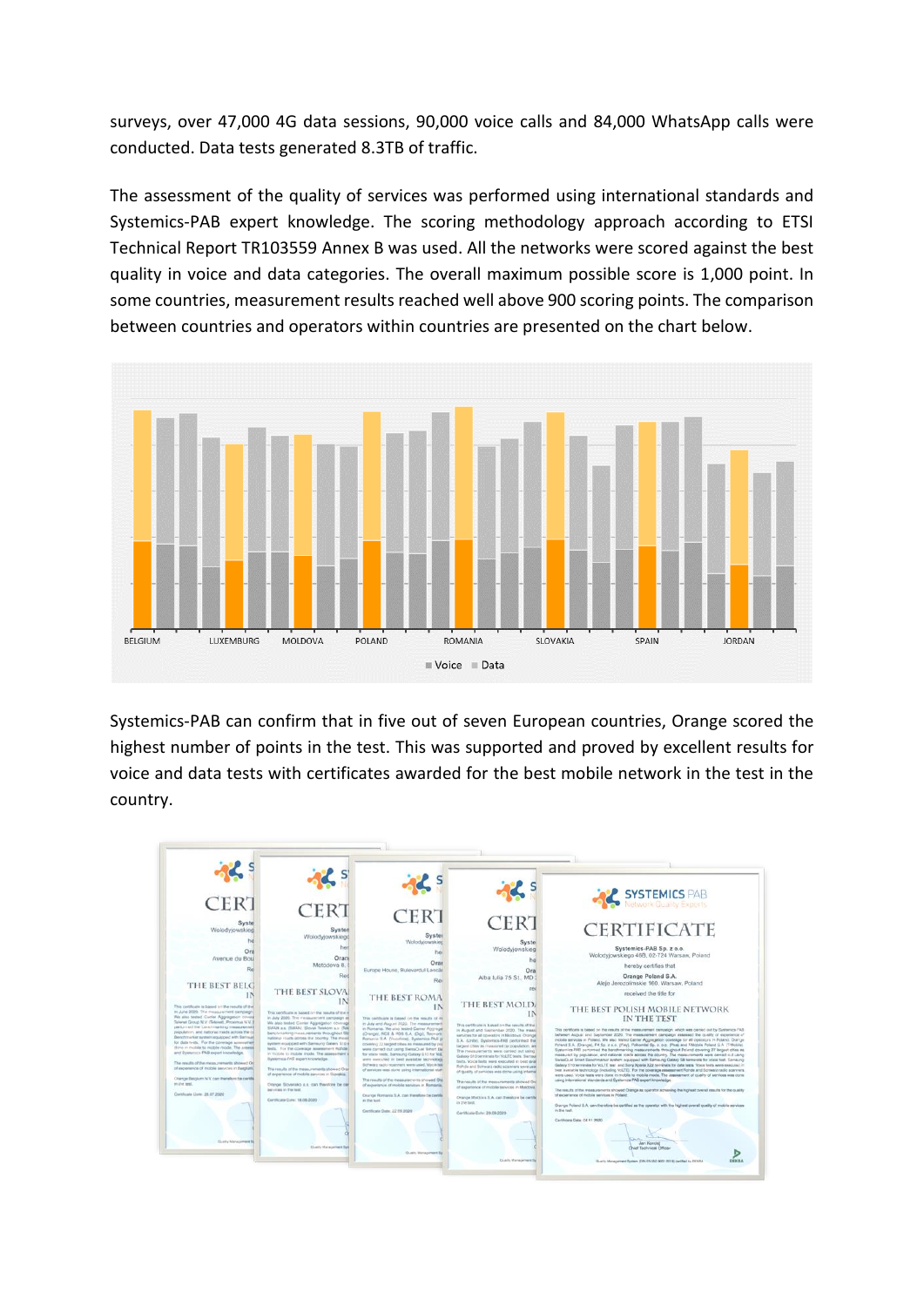surveys, over 47,000 4G data sessions, 90,000 voice calls and 84,000 WhatsApp calls were conducted. Data tests generated 8.3TB of traffic.

The assessment of the quality of services was performed using international standards and Systemics-PAB expert knowledge. The scoring methodology approach according to ETSI Technical Report TR103559 Annex B was used. All the networks were scored against the best quality in voice and data categories. The overall maximum possible score is 1,000 point. In some countries, measurement results reached well above 900 scoring points. The comparison between countries and operators within countries are presented on the chart below.

Systemics-PAB can confirm that in five out of seven European countries, Orange scored the highest number of points in the test. This was supported and proved by excellent results for voice and data tests with certificates awarded for the best mobile network in the test in the country.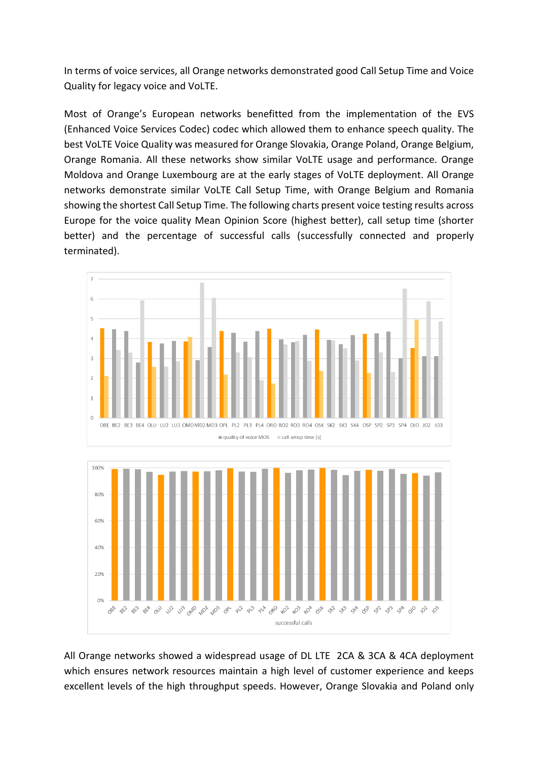In terms of voice services, all Orange networks demonstrated good Call Setup Time and Voice Quality for legacy voice and VoLTE.

Most of Orange's European networks benefitted from the implementation of the EVS (Enhanced Voice Services Codec) codec which allowed them to enhance speech quality. The best VoLTE Voice Quality was measured for Orange Slovakia, Orange Poland, Orange Belgium, Orange Romania. All these networks show similar VoLTE usage and performance. Orange Moldova and Orange Luxembourg are at the early stages of VoLTE deployment. All Orange networks demonstrate similar VoLTE Call Setup Time, with Orange Belgium and Romania showing the shortest Call Setup Time. The following charts present voice testing results across Europe for the voice quality Mean Opinion Score (highest better), call setup time (shorter better) and the percentage of successful calls (successfully connected and properly terminated).

All Orange networks showed a widespread usage of DL LTE 2CA & 3CA & 4CA deployment which ensures network resources maintain a high level of customer experience and keeps excellent levels of the high throughput speeds. However, Orange Slovakia and Poland only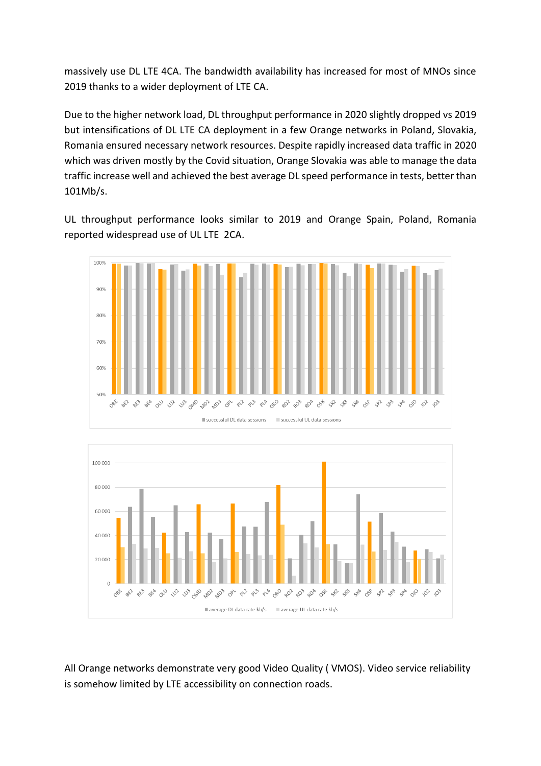massively use DL LTE 4CA. The bandwidth availability has increased for most of MNOs since 2019 thanks to a wider deployment of LTE CA.

Due to the higher network load, DL throughput performance in 2020 slightly dropped vs 2019 but intensifications of DL LTE CA deployment in a few Orange networks in Poland, Slovakia, Romania ensured necessary network resources. Despite rapidly increased data traffic in 2020 which was driven mostly by the Covid situation, Orange Slovakia was able to manage the data traffic increase well and achieved the best average DL speed performance in tests, better than 101Mb/s.

UL throughput performance looks similar to 2019 and Orange Spain, Poland, Romania reported widespread use of UL LTE 2CA.

All Orange networks demonstrate very good Video Quality ( VMOS). Video service reliability is somehow limited by LTE accessibility on connection roads.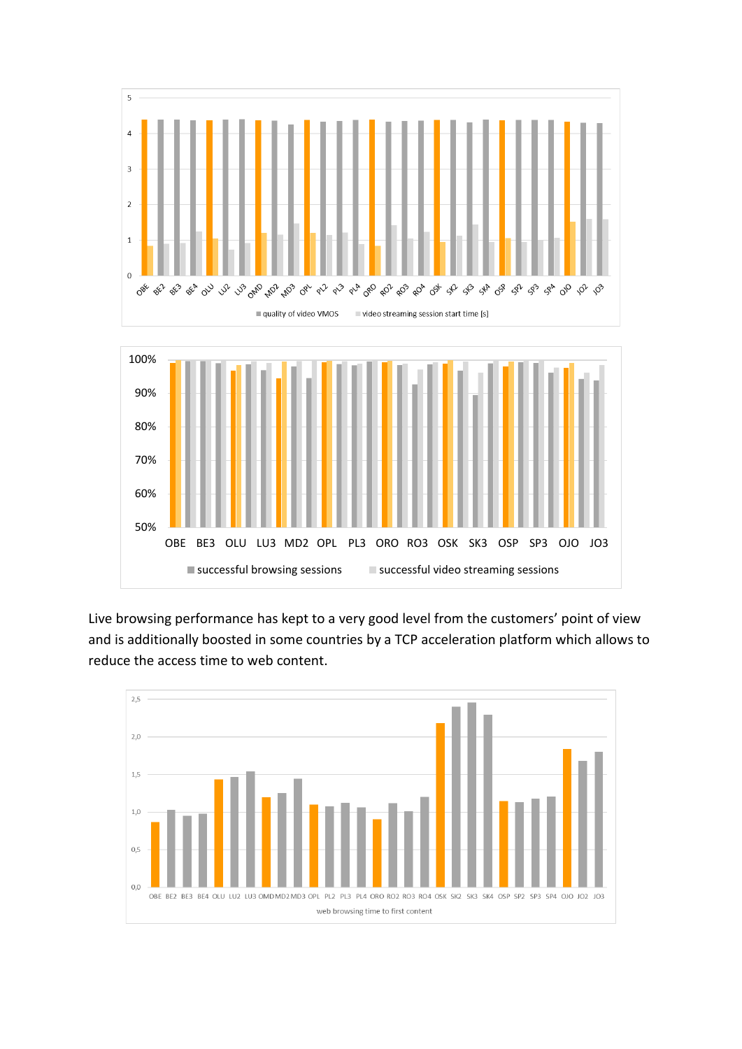Live browsing performance has kept to a very good level from the customers' point of view and is additionally boosted in some countries by a TCP acceleration platform which allows to reduce the access time to web content.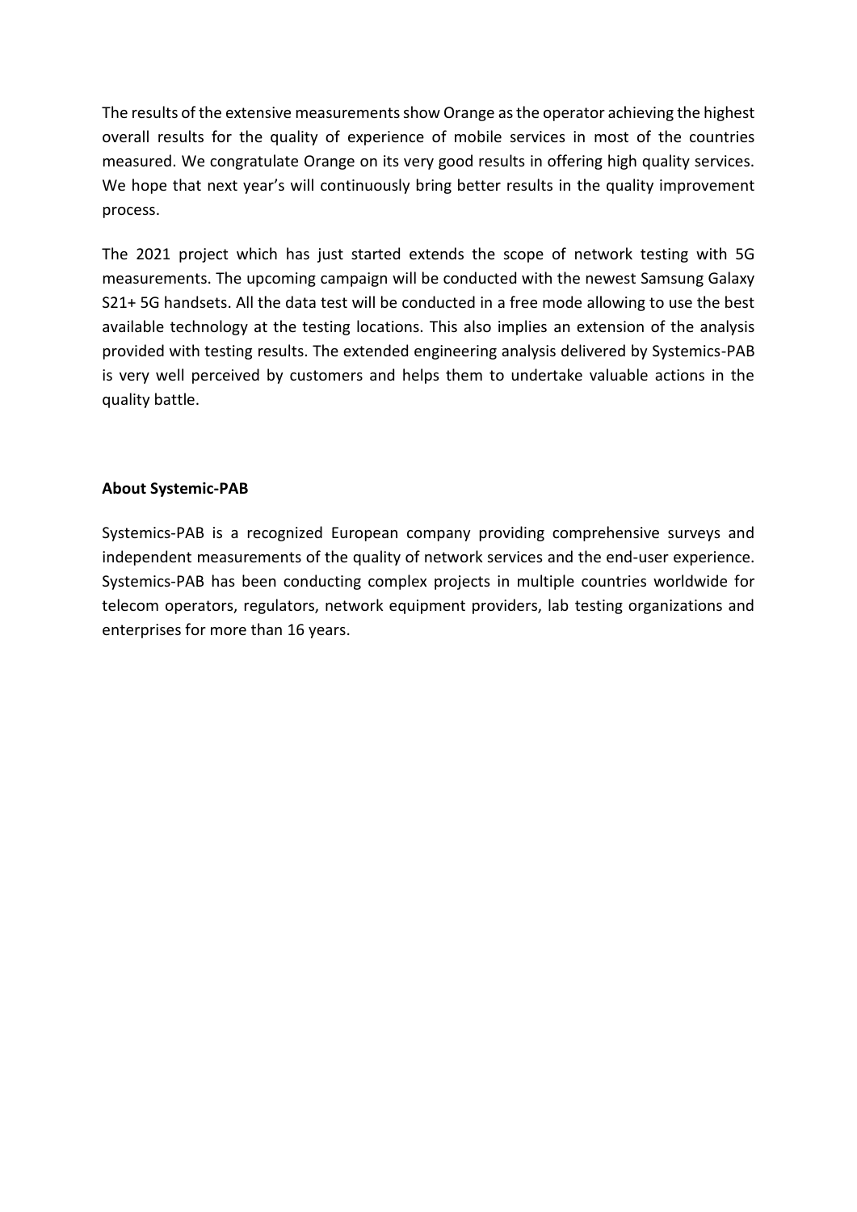The results of the extensive measurements show Orange as the operator achieving the highest overall results for the quality of experience of mobile services in most of the countries measured. We congratulate Orange on its very good results in offering high quality services. We hope that next year's will continuously bring better results in the quality improvement process.

The 2021 project which has just started extends the scope of network testing with 5G measurements. The upcoming campaign will be conducted with the newest Samsung Galaxy S21+ 5G handsets. All the data test will be conducted in a free mode allowing to use the best available technology at the testing locations. This also implies an extension of the analysis provided with testing results. The extended engineering analysis delivered by Systemics-PAB is very well perceived by customers and helps them to undertake valuable actions in the quality battle.

**About Systemic-PAB**

Systemics-PAB is a recognized European company providing comprehensive surveys and independent measurements of the quality of network services and the end-user experience. Systemics-PAB has been conducting complex projects in multiple countries worldwide for telecom operators, regulators, network equipment providers, lab testing organizations and enterprises for more than 16 years.